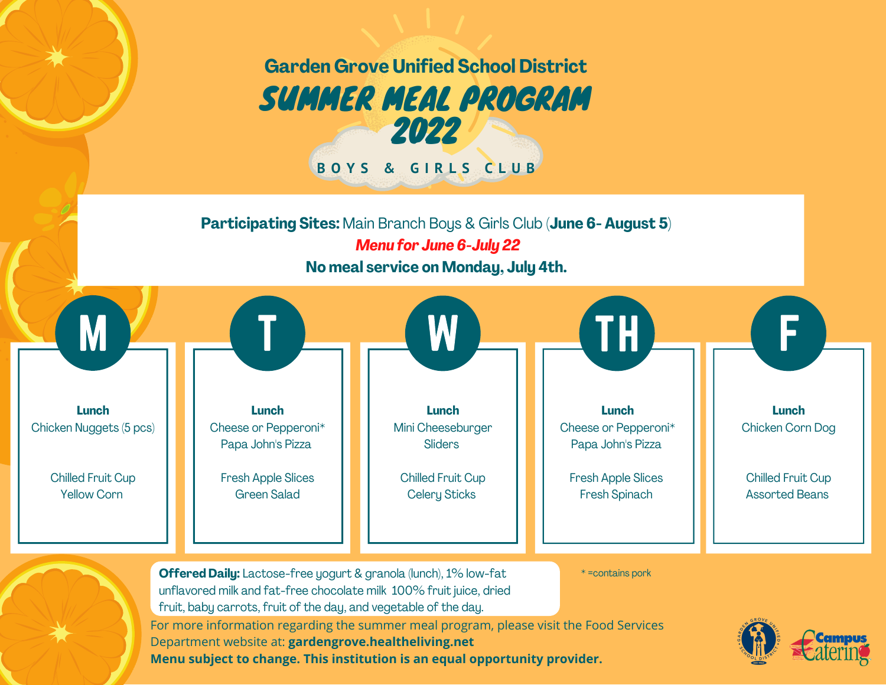### Garden Grove Unified School District

# SUMMER MEAL PROGRAM 2022

**BOYS & GIRLS CLUB**

**Participating Sites:** Main Branch Boys & Girls Club (**June 6- August 5**)

***Menu for June 6-July 22***

**No meal service on Monday, July 4th.**

| M | T | W | TH | F |
|---|---|---|---|---|
| **Lunch** | **Lunch** | **Lunch** | **Lunch** | **Lunch** |
| Chicken Nuggets (5 pcs) | Cheese or Pepperoni* Papa John's Pizza | Mini Cheeseburger Sliders | Cheese or Pepperoni* Papa John's Pizza | Chicken Corn Dog |
| Chilled Fruit Cup | Fresh Apple Slices | Chilled Fruit Cup | Fresh Apple Slices | Chilled Fruit Cup |
| Yellow Corn | Green Salad | Celery Sticks | Fresh Spinach | Assorted Beans |

**Offered Daily:** Lactose-free yogurt & granola (lunch), 1% low-fat unflavored milk and fat-free chocolate milk 100% fruit juice, dried fruit, baby carrots, fruit of the day, and vegetable of the day.

* =contains pork

For more information regarding the summer meal program, please visit the Food Services Department website at: **gardengrove.healtheliving.net**

**Menu subject to change. This institution is an equal opportunity provider.**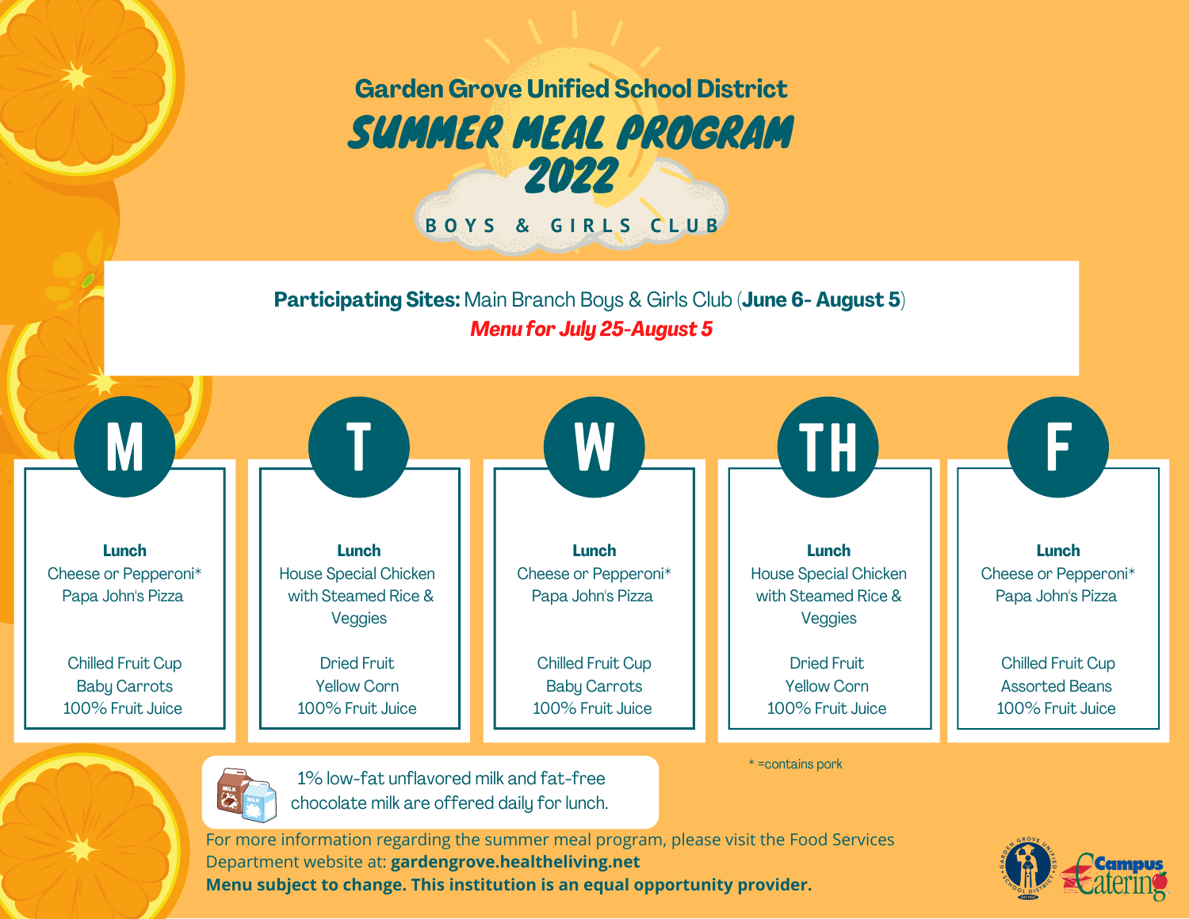## Garden Grove Unified School District

# SUMMER MEAL PROGRAM 2022

BOYS & GIRLS CLUB

**Participating Sites:** Main Branch Boys & Girls Club (**June 6- August 5**)

***Menu for July 25-August 5***

| M | T | W | TH | F |
| --- | --- | --- | --- | --- |
| **Lunch**<br>Cheese or Pepperoni*<br>Papa John's Pizza<br><br>Chilled Fruit Cup<br>Baby Carrots<br>100% Fruit Juice | **Lunch**<br>House Special Chicken with Steamed Rice & Veggies<br><br>Dried Fruit<br>Yellow Corn<br>100% Fruit Juice | **Lunch**<br>Cheese or Pepperoni*<br>Papa John's Pizza<br><br>Chilled Fruit Cup<br>Baby Carrots<br>100% Fruit Juice | **Lunch**<br>House Special Chicken with Steamed Rice & Veggies<br><br>Dried Fruit<br>Yellow Corn<br>100% Fruit Juice | **Lunch**<br>Cheese or Pepperoni*<br>Papa John's Pizza<br><br>Chilled Fruit Cup<br>Assorted Beans<br>100% Fruit Juice |

* =contains pork

1% low-fat unflavored milk and fat-free chocolate milk are offered daily for lunch.

For more information regarding the summer meal program, please visit the Food Services Department website at: **gardengrove.healtheliving.net**

**Menu subject to change. This institution is an equal opportunity provider.**